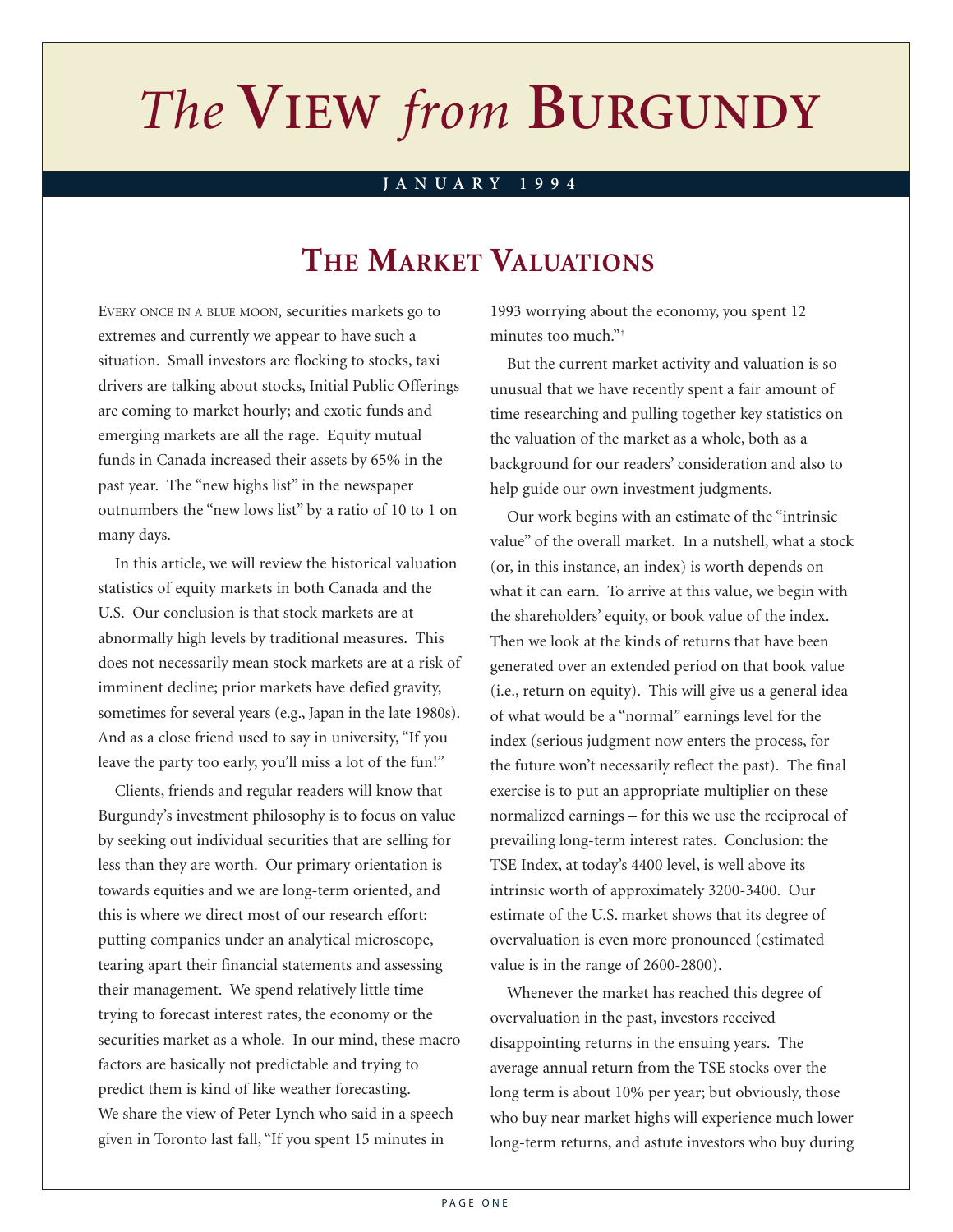# *The* VIEW *from* BURGUNDY

JANUARY 1994

## THE MARKET VALUATIONS

EVERY ONCE IN A BLUE MOON, securities markets go to extremes and currently we appear to have such a situation. Small investors are flocking to stocks, taxi drivers are talking about stocks, Initial Public Offerings are coming to market hourly; and exotic funds and emerging markets are all the rage. Equity mutual funds in Canada increased their assets by 65% in the past year. The "new highs list" in the newspaper outnumbers the "new lows list" by a ratio of 10 to 1 on many days.

In this article, we will review the historical valuation statistics of equity markets in both Canada and the U.S. Our conclusion is that stock markets are at abnormally high levels by traditional measures. This does not necessarily mean stock markets are at a risk of imminent decline; prior markets have defied gravity, sometimes for several years (e.g., Japan in the late 1980s). And as a close friend used to say in university, "If you leave the party too early, you'll miss a lot of the fun!"

Clients, friends and regular readers will know that Burgundy's investment philosophy is to focus on value by seeking out individual securities that are selling for less than they are worth. Our primary orientation is towards equities and we are long-term oriented, and this is where we direct most of our research effort: putting companies under an analytical microscope, tearing apart their financial statements and assessing their management. We spend relatively little time trying to forecast interest rates, the economy or the securities market as a whole. In our mind, these macro factors are basically not predictable and trying to predict them is kind of like weather forecasting. We share the view of Peter Lynch who said in a speech given in Toronto last fall, "If you spent 15 minutes in 1993 worrying about the economy, you spent 12 minutes too much."[†]

But the current market activity and valuation is so unusual that we have recently spent a fair amount of time researching and pulling together key statistics on the valuation of the market as a whole, both as a background for our readers' consideration and also to help guide our own investment judgments.

Our work begins with an estimate of the "intrinsic value" of the overall market. In a nutshell, what a stock (or, in this instance, an index) is worth depends on what it can earn. To arrive at this value, we begin with the shareholders' equity, or book value of the index. Then we look at the kinds of returns that have been generated over an extended period on that book value (i.e., return on equity). This will give us a general idea of what would be a "normal" earnings level for the index (serious judgment now enters the process, for the future won't necessarily reflect the past). The final exercise is to put an appropriate multiplier on these normalized earnings – for this we use the reciprocal of prevailing long-term interest rates. Conclusion: the TSE Index, at today's 4400 level, is well above its intrinsic worth of approximately 3200-3400. Our estimate of the U.S. market shows that its degree of overvaluation is even more pronounced (estimated value is in the range of 2600-2800).

Whenever the market has reached this degree of overvaluation in the past, investors received disappointing returns in the ensuing years. The average annual return from the TSE stocks over the long term is about 10% per year; but obviously, those who buy near market highs will experience much lower long-term returns, and astute investors who buy during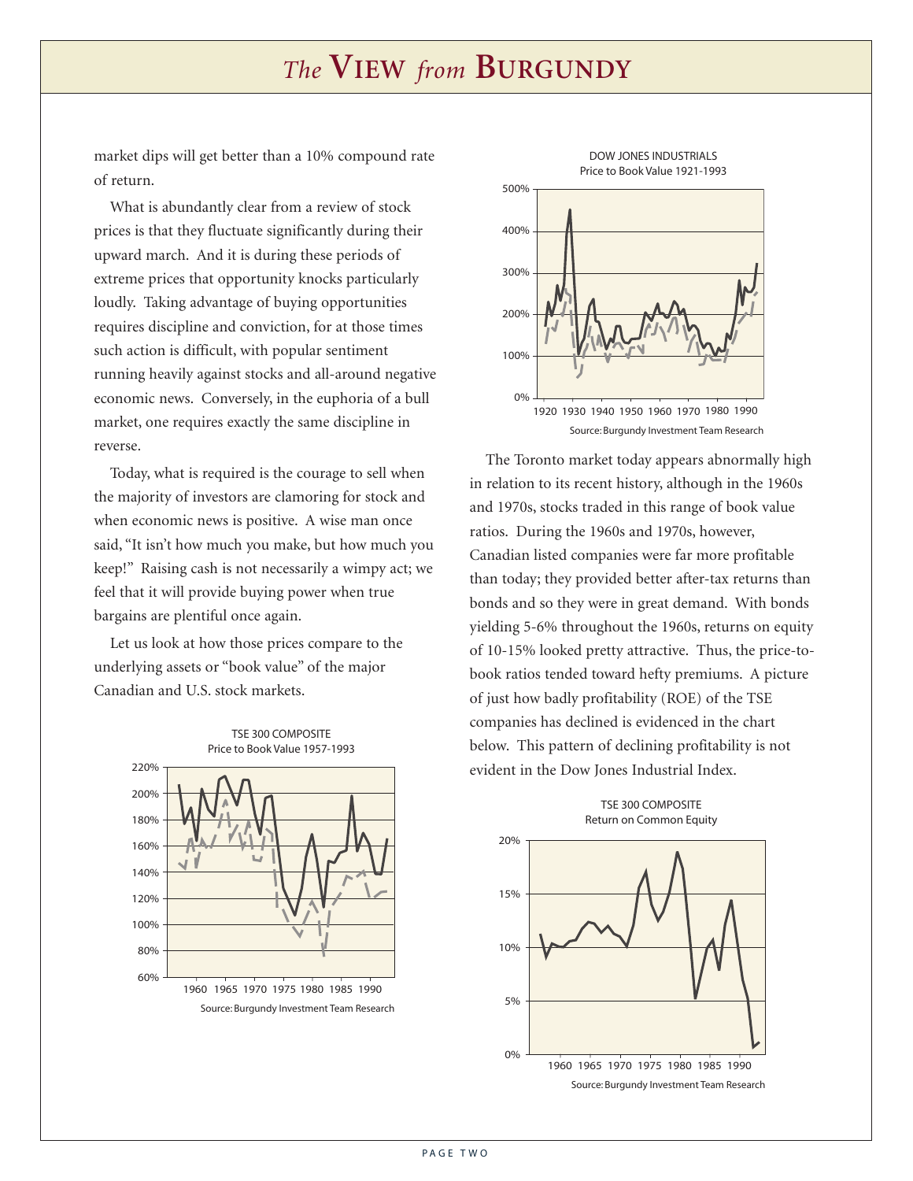market dips will get better than a 10% compound rate of return.

What is abundantly clear from a review of stock prices is that they fluctuate significantly during their upward march. And it is during these periods of extreme prices that opportunity knocks particularly loudly. Taking advantage of buying opportunities requires discipline and conviction, for at those times such action is difficult, with popular sentiment running heavily against stocks and all-around negative economic news. Conversely, in the euphoria of a bull market, one requires exactly the same discipline in reverse.

Today, what is required is the courage to sell when the majority of investors are clamoring for stock and when economic news is positive. A wise man once said, "It isn't how much you make, but how much you keep!" Raising cash is not necessarily a wimpy act; we feel that it will provide buying power when true bargains are plentiful once again.

Let us look at how those prices compare to the underlying assets or "book value" of the major Canadian and U.S. stock markets.

TSE 300 COMPOSITE
Price to Book Value 1957-1993

Source: Burgundy Investment Team Research

DOW JONES INDUSTRIALS
Price to Book Value 1921-1993

Source: Burgundy Investment Team Research

The Toronto market today appears abnormally high in relation to its recent history, although in the 1960s and 1970s, stocks traded in this range of book value ratios. During the 1960s and 1970s, however, Canadian listed companies were far more profitable than today; they provided better after-tax returns than bonds and so they were in great demand. With bonds yielding 5-6% throughout the 1960s, returns on equity of 10-15% looked pretty attractive. Thus, the price-to-book ratios tended toward hefty premiums. A picture of just how badly profitability (ROE) of the TSE companies has declined is evidenced in the chart below. This pattern of declining profitability is not evident in the Dow Jones Industrial Index.

TSE 300 COMPOSITE
Return on Common Equity

Source: Burgundy Investment Team Research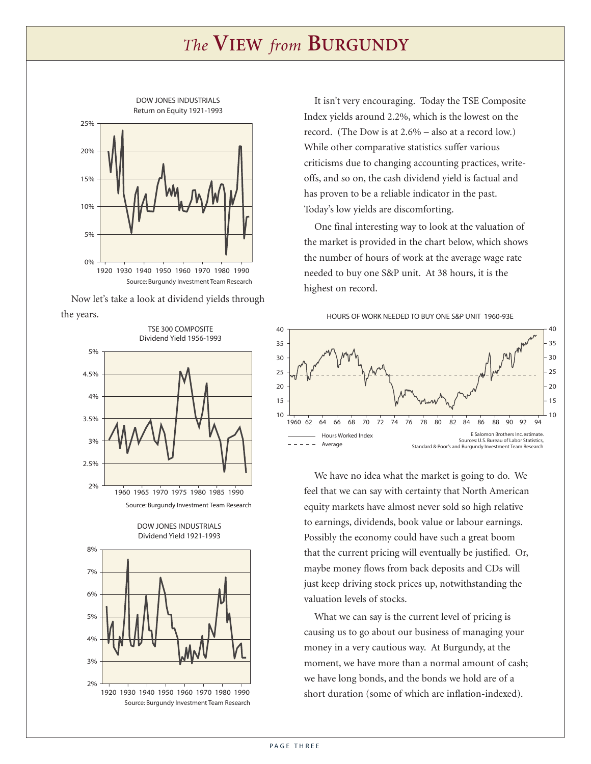DOW JONES INDUSTRIALS
Return on Equity 1921-1993

Source: Burgundy Investment Team Research

Now let's take a look at dividend yields through the years.

TSE 300 COMPOSITE
Dividend Yield 1956-1993

Source: Burgundy Investment Team Research

DOW JONES INDUSTRIALS
Dividend Yield 1921-1993

Source: Burgundy Investment Team Research

It isn't very encouraging. Today the TSE Composite Index yields around 2.2%, which is the lowest on the record. (The Dow is at 2.6% – also at a record low.) While other comparative statistics suffer various criticisms due to changing accounting practices, write-offs, and so on, the cash dividend yield is factual and has proven to be a reliable indicator in the past. Today's low yields are discomforting.

One final interesting way to look at the valuation of the market is provided in the chart below, which shows the number of hours of work at the average wage rate needed to buy one S&P unit. At 38 hours, it is the highest on record.

HOURS OF WORK NEEDED TO BUY ONE S&P UNIT 1960-93E

Hours Worked Index
Average

E Salomon Brothers Inc. estimate.
Sources: U.S. Bureau of Labor Statistics, Standard & Poor's and Burgundy Investment Team Research

We have no idea what the market is going to do. We feel that we can say with certainty that North American equity markets have almost never sold so high relative to earnings, dividends, book value or labour earnings. Possibly the economy could have such a great boom that the current pricing will eventually be justified. Or, maybe money flows from back deposits and CDs will just keep driving stock prices up, notwithstanding the valuation levels of stocks.

What we can say is the current level of pricing is causing us to go about our business of managing your money in a very cautious way. At Burgundy, at the moment, we have more than a normal amount of cash; we have long bonds, and the bonds we hold are of a short duration (some of which are inflation-indexed).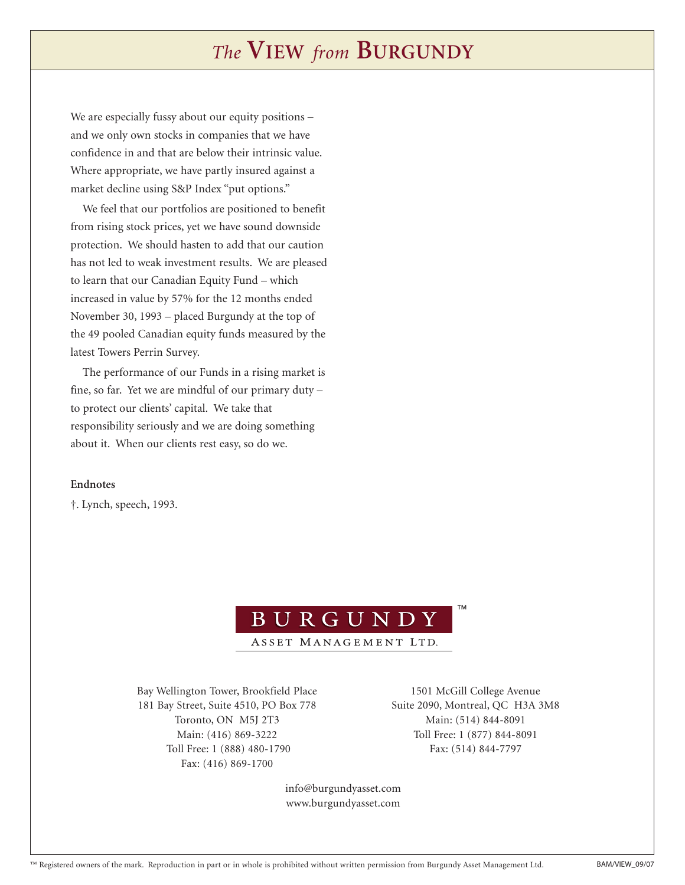We are especially fussy about our equity positions – and we only own stocks in companies that we have confidence in and that are below their intrinsic value. Where appropriate, we have partly insured against a market decline using S&P Index "put options."

We feel that our portfolios are positioned to benefit from rising stock prices, yet we have sound downside protection. We should hasten to add that our caution has not led to weak investment results. We are pleased to learn that our Canadian Equity Fund – which increased in value by 57% for the 12 months ended November 30, 1993 – placed Burgundy at the top of the 49 pooled Canadian equity funds measured by the latest Towers Perrin Survey.

The performance of our Funds in a rising market is fine, so far. Yet we are mindful of our primary duty – to protect our clients' capital. We take that responsibility seriously and we are doing something about it. When our clients rest easy, so do we.

**Endnotes**

†. Lynch, speech, 1993.

BURGUNDY™
ASSET MANAGEMENT LTD.

Bay Wellington Tower, Brookfield Place
181 Bay Street, Suite 4510, PO Box 778
Toronto, ON M5J 2T3
Main: (416) 869-3222
Toll Free: 1 (888) 480-1790
Fax: (416) 869-1700

1501 McGill College Avenue
Suite 2090, Montreal, QC H3A 3M8
Main: (514) 844-8091
Toll Free: 1 (877) 844-8091
Fax: (514) 844-7797

info@burgundyasset.com
www.burgundyasset.com

™ Registered owners of the mark. Reproduction in part or in whole is prohibited without written permission from Burgundy Asset Management Ltd.

BAM/VIEW_09/07